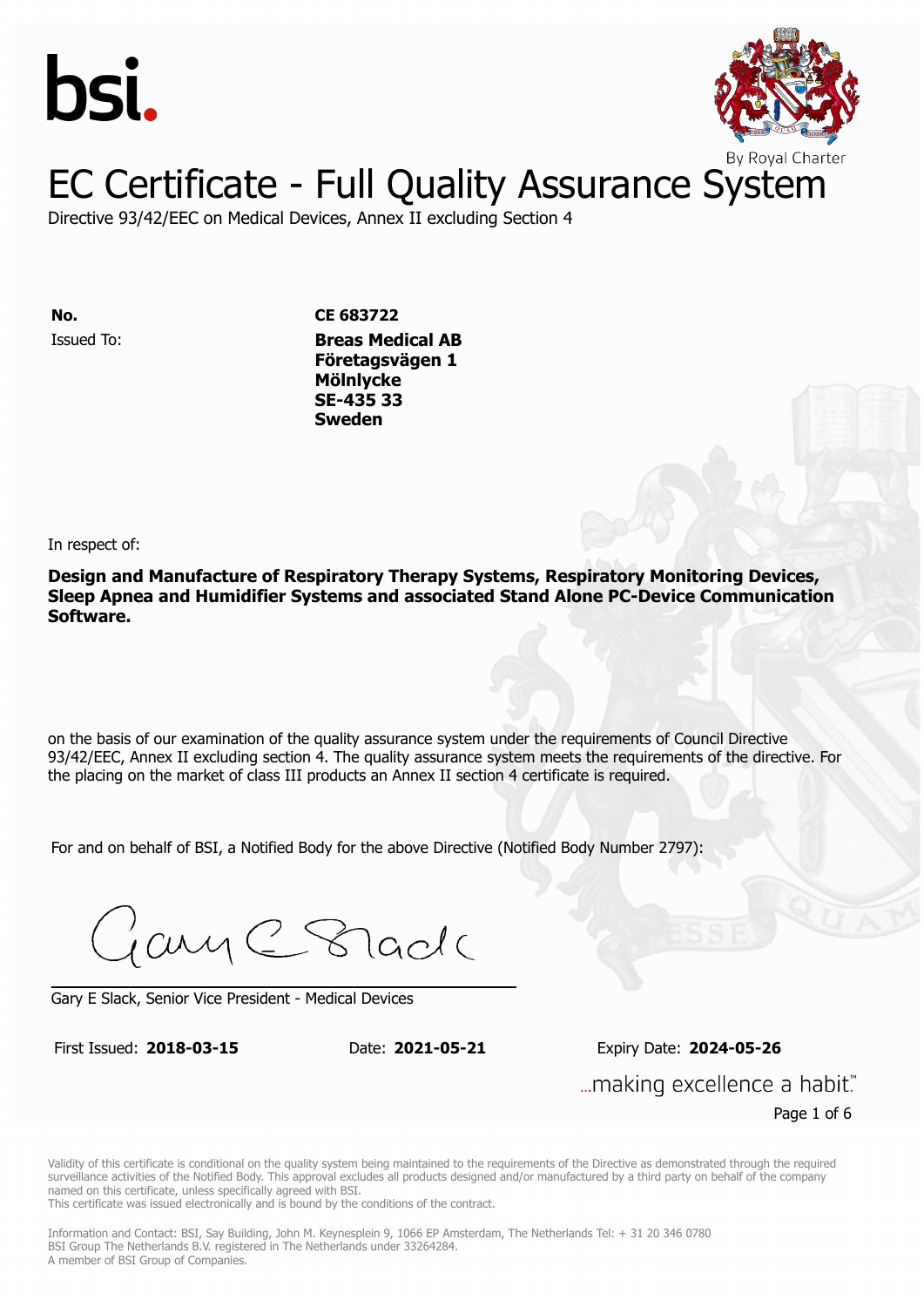bsi.

By Royal Charter

# EC Certificate - Full Quality Assurance System

Directive 93/42/EEC on Medical Devices, Annex II excluding Section 4

| | |
|---|---|
| **No.** | **CE 683722** |
| Issued To: | **Breas Medical AB**<br>**Företagsvägen 1**<br>**Mölnlycke**<br>**SE-435 33**<br>**Sweden** |

In respect of:

**Design and Manufacture of Respiratory Therapy Systems, Respiratory Monitoring Devices, Sleep Apnea and Humidifier Systems and associated Stand Alone PC-Device Communication Software.**

on the basis of our examination of the quality assurance system under the requirements of Council Directive 93/42/EEC, Annex II excluding section 4. The quality assurance system meets the requirements of the directive. For the placing on the market of class III products an Annex II section 4 certificate is required.

For and on behalf of BSI, a Notified Body for the above Directive (Notified Body Number 2797):

Gary E Slack, Senior Vice President - Medical Devices

First Issued: **2018-03-15** Date: **2021-05-21** Expiry Date: **2024-05-26**

...making excellence a habit.™

Validity of this certificate is conditional on the quality system being maintained to the requirements of the Directive as demonstrated through the required surveillance activities of the Notified Body. This approval excludes all products designed and/or manufactured by a third party on behalf of the company named on this certificate, unless specifically agreed with BSI.
This certificate was issued electronically and is bound by the conditions of the contract.

Information and Contact: BSI, Say Building, John M. Keynesplein 9, 1066 EP Amsterdam, The Netherlands Tel: + 31 20 346 0780
BSI Group The Netherlands B.V. registered in The Netherlands under 33264284.
A member of BSI Group of Companies.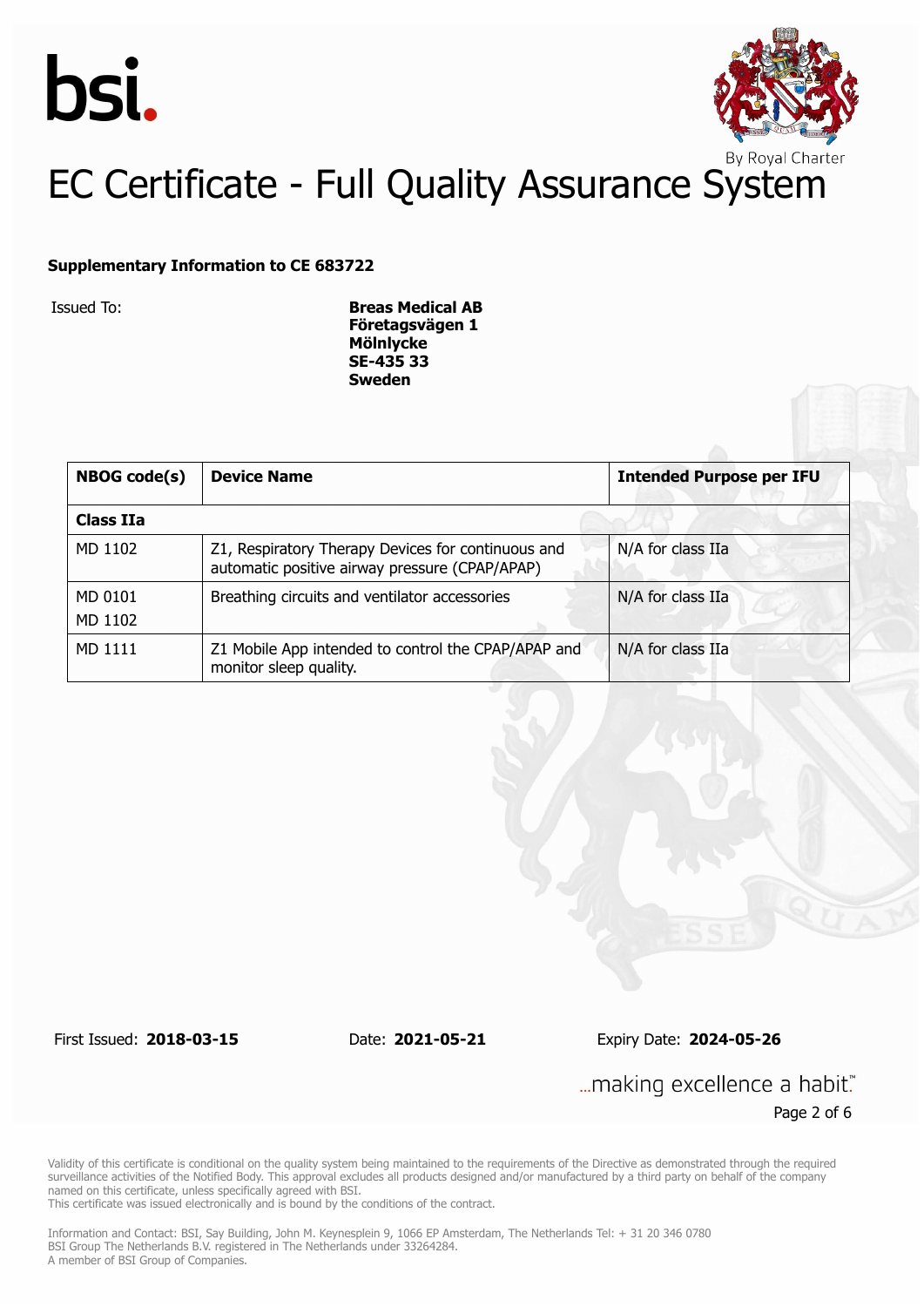# EC Certificate - Full Quality Assurance System

**Supplementary Information to CE 683722**

Issued To: **Breas Medical AB**
**Företagsvägen 1**
**Mölnlycke**
**SE-435 33**
**Sweden**

| NBOG code(s) | Device Name | Intended Purpose per IFU |
|---|---|---|
| **Class IIa** | | |
| MD 1102 | Z1, Respiratory Therapy Devices for continuous and automatic positive airway pressure (CPAP/APAP) | N/A for class IIa |
| MD 0101<br>MD 1102 | Breathing circuits and ventilator accessories | N/A for class IIa |
| MD 1111 | Z1 Mobile App intended to control the CPAP/APAP and monitor sleep quality. | N/A for class IIa |

First Issued: **2018-03-15** Date: **2021-05-21** Expiry Date: **2024-05-26**

...making excellence a habit.™

Validity of this certificate is conditional on the quality system being maintained to the requirements of the Directive as demonstrated through the required surveillance activities of the Notified Body. This approval excludes all products designed and/or manufactured by a third party on behalf of the company named on this certificate, unless specifically agreed with BSI.
This certificate was issued electronically and is bound by the conditions of the contract.

Information and Contact: BSI, Say Building, John M. Keynesplein 9, 1066 EP Amsterdam, The Netherlands Tel: + 31 20 346 0780
BSI Group The Netherlands B.V. registered in The Netherlands under 33264284.
A member of BSI Group of Companies.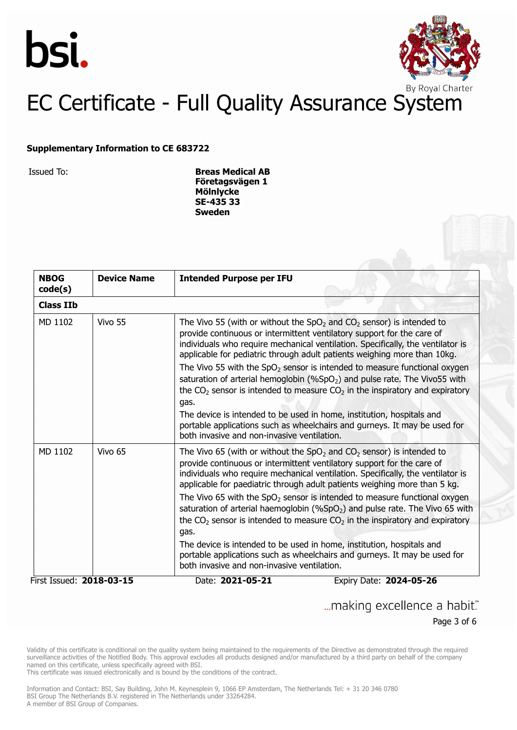# EC Certificate - Full Quality Assurance System

**Supplementary Information to CE 683722**

Issued To:

**Breas Medical AB**
**Företagsvägen 1**
**Mölnlycke**
**SE-435 33**
**Sweden**

| NBOG code(s) | Device Name | Intended Purpose per IFU |
| --- | --- | --- |
| **Class IIb** | | |
| MD 1102 | Vivo 55 | The Vivo 55 (with or without the $SpO_2$ and $CO_2$ sensor) is intended to provide continuous or intermittent ventilatory support for the care of individuals who require mechanical ventilation. Specifically, the ventilator is applicable for pediatric through adult patients weighing more than 10kg.<br>The Vivo 55 with the $SpO_2$ sensor is intended to measure functional oxygen saturation of arterial hemoglobin (%$SpO_2$) and pulse rate. The Vivo55 with the $CO_2$ sensor is intended to measure $CO_2$ in the inspiratory and expiratory gas.<br>The device is intended to be used in home, institution, hospitals and portable applications such as wheelchairs and gurneys. It may be used for both invasive and non-invasive ventilation. |
| MD 1102 | Vivo 65 | The Vivo 65 (with or without the $SpO_2$ and $CO_2$ sensor) is intended to provide continuous or intermittent ventilatory support for the care of individuals who require mechanical ventilation. Specifically, the ventilator is applicable for paediatric through adult patients weighing more than 5 kg.<br>The Vivo 65 with the $SpO_2$ sensor is intended to measure functional oxygen saturation of arterial haemoglobin (%$SpO_2$) and pulse rate. The Vivo 65 with the $CO_2$ sensor is intended to measure $CO_2$ in the inspiratory and expiratory gas.<br>The device is intended to be used in home, institution, hospitals and portable applications such as wheelchairs and gurneys. It may be used for both invasive and non-invasive ventilation. |

First Issued: **2018-03-15** Date: **2021-05-21** Expiry Date: **2024-05-26**

Validity of this certificate is conditional on the quality system being maintained to the requirements of the Directive as demonstrated through the required surveillance activities of the Notified Body. This approval excludes all products designed and/or manufactured by a third party on behalf of the company named on this certificate, unless specifically agreed with BSI.
This certificate was issued electronically and is bound by the conditions of the contract.

Information and Contact: BSI, Say Building, John M. Keynesplein 9, 1066 EP Amsterdam, The Netherlands Tel: + 31 20 346 0780
BSI Group The Netherlands B.V. registered in The Netherlands under 33264284.
A member of BSI Group of Companies.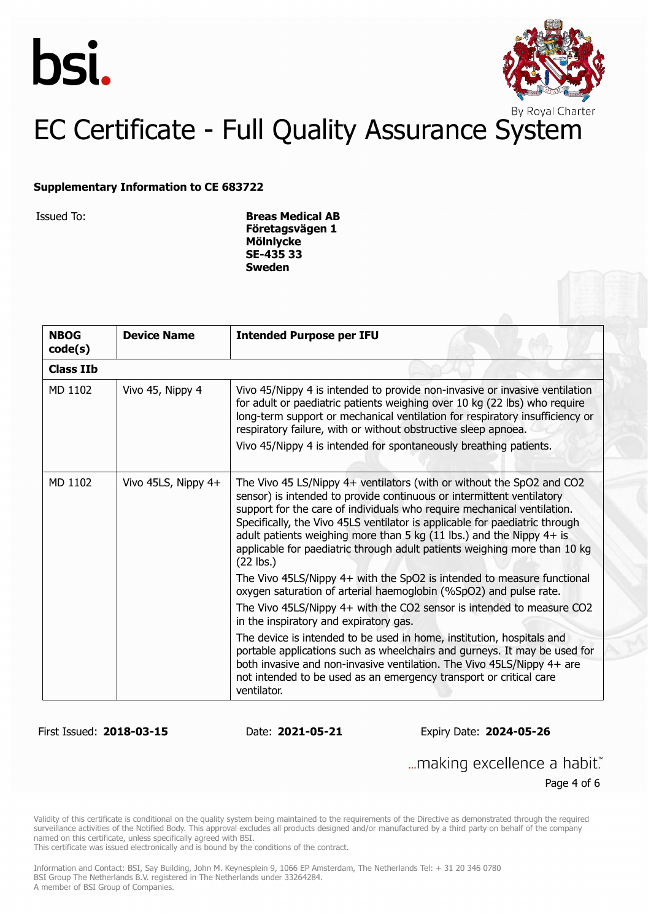# EC Certificate - Full Quality Assurance System

**Supplementary Information to CE 683722**

Issued To:

**Breas Medical AB**
**Företagsvägen 1**
**Mölnlycke**
**SE-435 33**
**Sweden**

| NBOG code(s) | Device Name | Intended Purpose per IFU |
|---|---|---|
| **Class IIb** | | |
| MD 1102 | Vivo 45, Nippy 4 | Vivo 45/Nippy 4 is intended to provide non-invasive or invasive ventilation for adult or paediatric patients weighing over 10 kg (22 lbs) who require long-term support or mechanical ventilation for respiratory insufficiency or respiratory failure, with or without obstructive sleep apnoea.<br>Vivo 45/Nippy 4 is intended for spontaneously breathing patients. |
| MD 1102 | Vivo 45LS, Nippy 4+ | The Vivo 45 LS/Nippy 4+ ventilators (with or without the SpO2 and CO2 sensor) is intended to provide continuous or intermittent ventilatory support for the care of individuals who require mechanical ventilation. Specifically, the Vivo 45LS ventilator is applicable for paediatric through adult patients weighing more than 5 kg (11 lbs.) and the Nippy 4+ is applicable for paediatric through adult patients weighing more than 10 kg (22 lbs.)<br>The Vivo 45LS/Nippy 4+ with the SpO2 is intended to measure functional oxygen saturation of arterial haemoglobin (%SpO2) and pulse rate.<br>The Vivo 45LS/Nippy 4+ with the CO2 sensor is intended to measure CO2 in the inspiratory and expiratory gas.<br>The device is intended to be used in home, institution, hospitals and portable applications such as wheelchairs and gurneys. It may be used for both invasive and non-invasive ventilation. The Vivo 45LS/Nippy 4+ are not intended to be used as an emergency transport or critical care ventilator. |

First Issued: **2018-03-15** Date: **2021-05-21** Expiry Date: **2024-05-26**

Validity of this certificate is conditional on the quality system being maintained to the requirements of the Directive as demonstrated through the required surveillance activities of the Notified Body. This approval excludes all products designed and/or manufactured by a third party on behalf of the company named on this certificate, unless specifically agreed with BSI.
This certificate was issued electronically and is bound by the conditions of the contract.

Information and Contact: BSI, Say Building, John M. Keynesplein 9, 1066 EP Amsterdam, The Netherlands Tel: + 31 20 346 0780
BSI Group The Netherlands B.V. registered in The Netherlands under 33264284.
A member of BSI Group of Companies.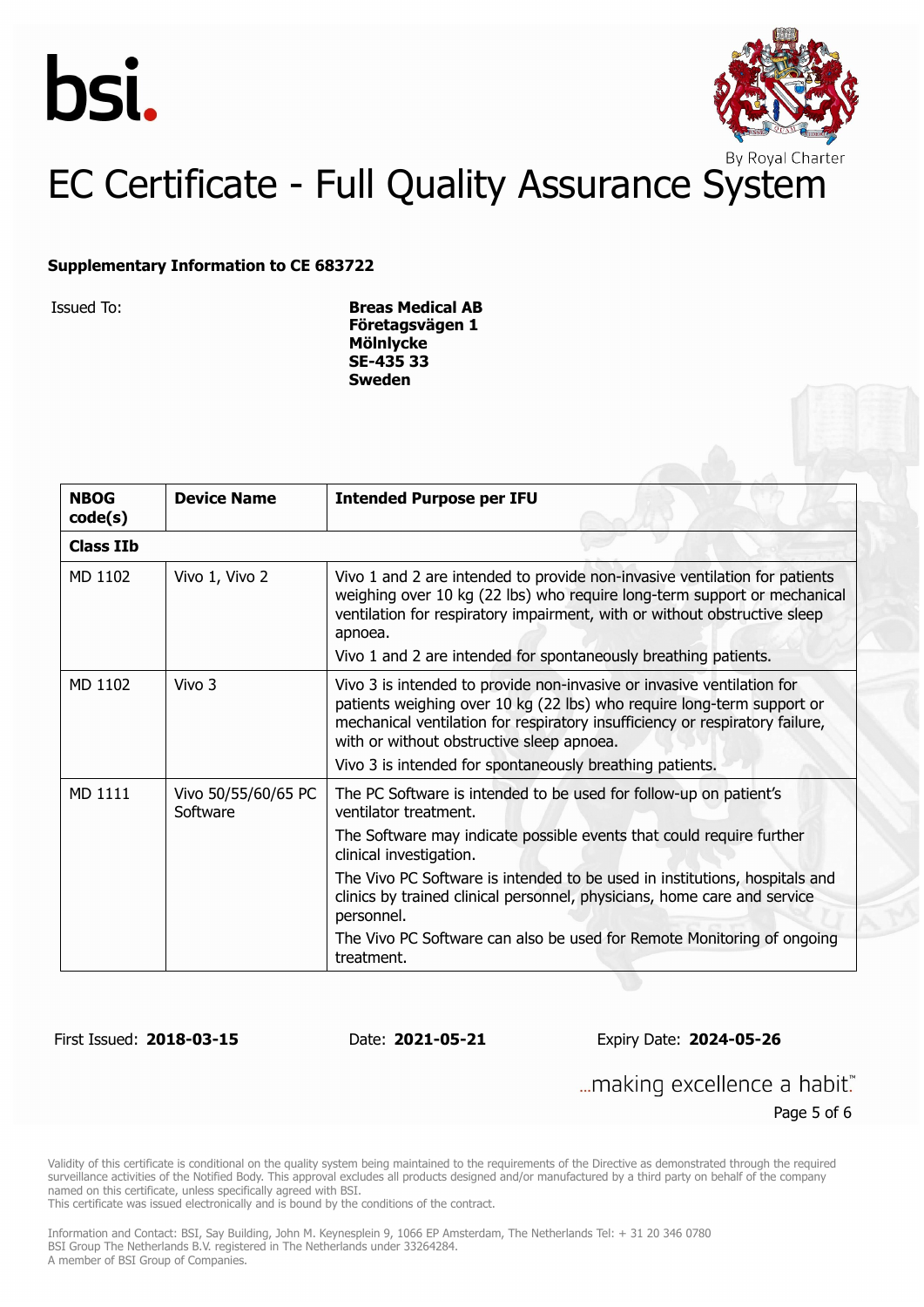# EC Certificate - Full Quality Assurance System

**Supplementary Information to CE 683722**

Issued To: **Breas Medical AB**
**Företagsvägen 1**
**Mölnlycke**
**SE-435 33**
**Sweden**

| NBOG code(s) | Device Name | Intended Purpose per IFU |
|---|---|---|
| **Class IIb** | | |
| MD 1102 | Vivo 1, Vivo 2 | Vivo 1 and 2 are intended to provide non-invasive ventilation for patients weighing over 10 kg (22 lbs) who require long-term support or mechanical ventilation for respiratory impairment, with or without obstructive sleep apnoea. Vivo 1 and 2 are intended for spontaneously breathing patients. |
| MD 1102 | Vivo 3 | Vivo 3 is intended to provide non-invasive or invasive ventilation for patients weighing over 10 kg (22 lbs) who require long-term support or mechanical ventilation for respiratory insufficiency or respiratory failure, with or without obstructive sleep apnoea. Vivo 3 is intended for spontaneously breathing patients. |
| MD 1111 | Vivo 50/55/60/65 PC Software | The PC Software is intended to be used for follow-up on patient's ventilator treatment. The Software may indicate possible events that could require further clinical investigation. The Vivo PC Software is intended to be used in institutions, hospitals and clinics by trained clinical personnel, physicians, home care and service personnel. The Vivo PC Software can also be used for Remote Monitoring of ongoing treatment. |

First Issued: **2018-03-15** Date: **2021-05-21** Expiry Date: **2024-05-26**

Validity of this certificate is conditional on the quality system being maintained to the requirements of the Directive as demonstrated through the required surveillance activities of the Notified Body. This approval excludes all products designed and/or manufactured by a third party on behalf of the company named on this certificate, unless specifically agreed with BSI.
This certificate was issued electronically and is bound by the conditions of the contract.

Information and Contact: BSI, Say Building, John M. Keynesplein 9, 1066 EP Amsterdam, The Netherlands Tel: + 31 20 346 0780
BSI Group The Netherlands B.V. registered in The Netherlands under 33264284.
A member of BSI Group of Companies.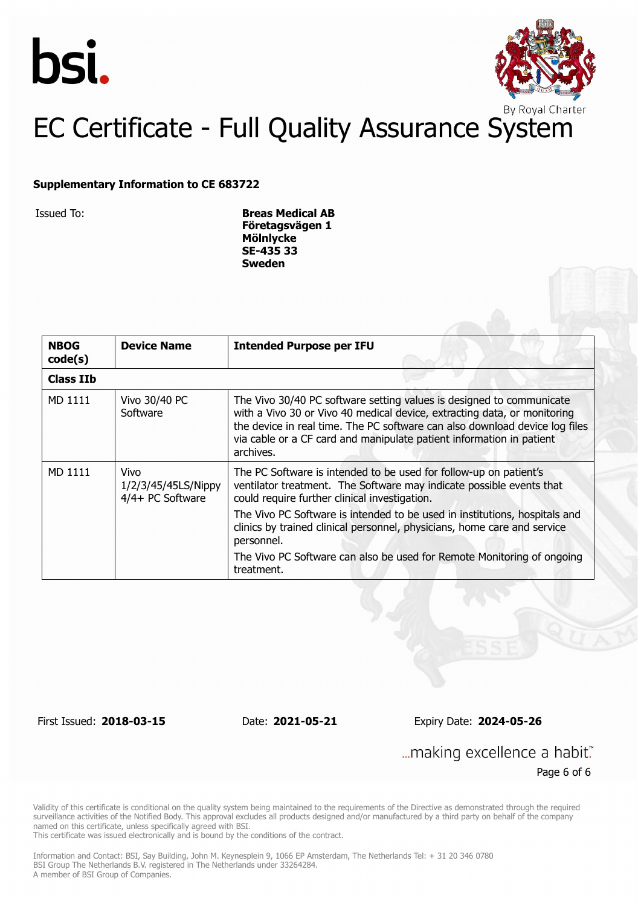# EC Certificate - Full Quality Assurance System

**Supplementary Information to CE 683722**

Issued To: **Breas Medical AB**
**Företagsvägen 1**
**Mölnlycke**
**SE-435 33**
**Sweden**

| **NBOG code(s)** | **Device Name** | **Intended Purpose per IFU** |
|---|---|---|
| **Class IIb** | | |
| MD 1111 | Vivo 30/40 PC Software | The Vivo 30/40 PC software setting values is designed to communicate with a Vivo 30 or Vivo 40 medical device, extracting data, or monitoring the device in real time. The PC software can also download device log files via cable or a CF card and manipulate patient information in patient archives. |
| MD 1111 | Vivo 1/2/3/45/45LS/Nippy 4/4+ PC Software | The PC Software is intended to be used for follow-up on patient's ventilator treatment. The Software may indicate possible events that could require further clinical investigation.<br>The Vivo PC Software is intended to be used in institutions, hospitals and clinics by trained clinical personnel, physicians, home care and service personnel.<br>The Vivo PC Software can also be used for Remote Monitoring of ongoing treatment. |

First Issued: **2018-03-15** Date: **2021-05-21** Expiry Date: **2024-05-26**

Validity of this certificate is conditional on the quality system being maintained to the requirements of the Directive as demonstrated through the required surveillance activities of the Notified Body. This approval excludes all products designed and/or manufactured by a third party on behalf of the company named on this certificate, unless specifically agreed with BSI.
This certificate was issued electronically and is bound by the conditions of the contract.

Information and Contact: BSI, Say Building, John M. Keynesplein 9, 1066 EP Amsterdam, The Netherlands Tel: + 31 20 346 0780
BSI Group The Netherlands B.V. registered in The Netherlands under 33264284.
A member of BSI Group of Companies.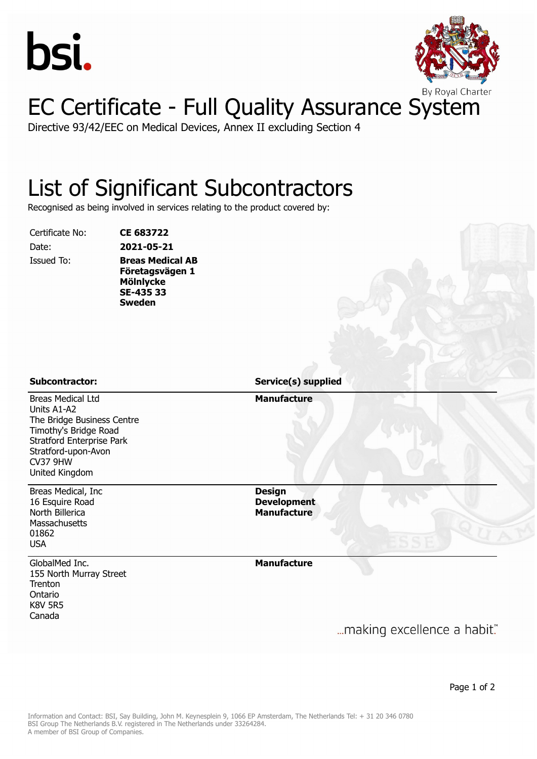bsi.

By Royal Charter

# EC Certificate - Full Quality Assurance System

Directive 93/42/EEC on Medical Devices, Annex II excluding Section 4

## List of Significant Subcontractors

Recognised as being involved in services relating to the product covered by:

| | |
|---|---|
| Certificate No: | **CE 683722** |
| Date: | **2021-05-21** |
| Issued To: | **Breas Medical AB**<br>**Företagsvägen 1**<br>**Mölnlycke**<br>**SE-435 33**<br>**Sweden** |

| Subcontractor: | Service(s) supplied |
|---|---|
| Breas Medical Ltd<br>Units A1-A2<br>The Bridge Business Centre<br>Timothy's Bridge Road<br>Stratford Enterprise Park<br>Stratford-upon-Avon<br>CV37 9HW<br>United Kingdom | **Manufacture** |
| Breas Medical, Inc<br>16 Esquire Road<br>North Billerica<br>Massachusetts<br>01862<br>USA | **Design**<br>**Development**<br>**Manufacture** |
| GlobalMed Inc.<br>155 North Murray Street<br>Trenton<br>Ontario<br>K8V 5R5<br>Canada | **Manufacture** |

...making excellence a habit.™

Information and Contact: BSI, Say Building, John M. Keynesplein 9, 1066 EP Amsterdam, The Netherlands Tel: + 31 20 346 0780
BSI Group The Netherlands B.V. registered in The Netherlands under 33264284.
A member of BSI Group of Companies.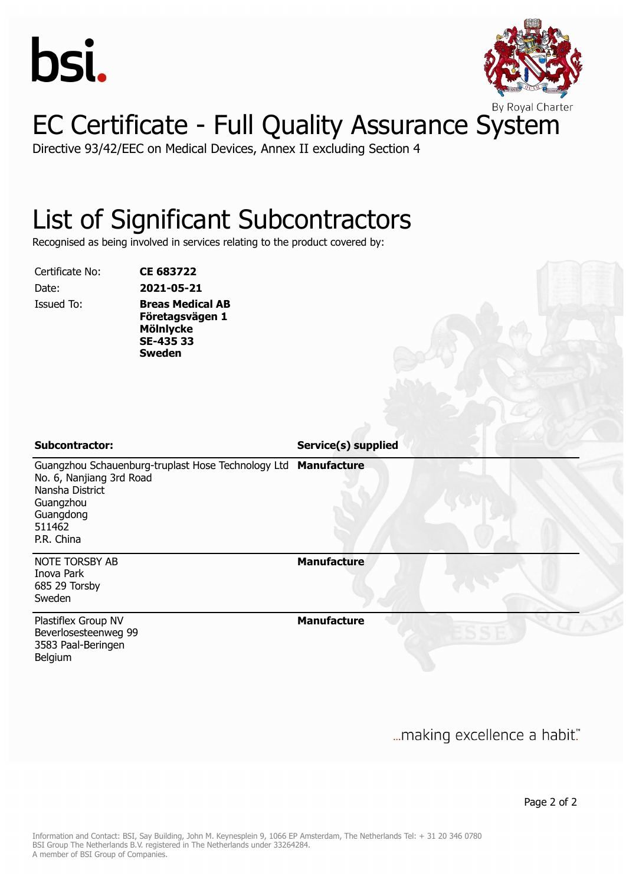bsi.

By Royal Charter

# EC Certificate - Full Quality Assurance System

Directive 93/42/EEC on Medical Devices, Annex II excluding Section 4

# List of Significant Subcontractors

Recognised as being involved in services relating to the product covered by:

| | |
|---|---|
| Certificate No: | **CE 683722** |
| Date: | **2021-05-21** |
| Issued To: | **Breas Medical AB**<br>**Företagsvägen 1**<br>**Mölnlycke**<br>**SE-435 33**<br>**Sweden** |

| **Subcontractor:** | **Service(s) supplied** |
|---|---|
| Guangzhou Schauenburg-truplast Hose Technology Ltd<br>No. 6, Nanjiang 3rd Road<br>Nansha District<br>Guangzhou<br>Guangdong<br>511462<br>P.R. China | **Manufacture** |
| NOTE TORSBY AB<br>Inova Park<br>685 29 Torsby<br>Sweden | **Manufacture** |
| Plastiflex Group NV<br>Beverlosesteenweg 99<br>3583 Paal-Beringen<br>Belgium | **Manufacture** |

...making excellence a habit.™

Information and Contact: BSI, Say Building, John M. Keynesplein 9, 1066 EP Amsterdam, The Netherlands Tel: + 31 20 346 0780
BSI Group The Netherlands B.V. registered in The Netherlands under 33264284.
A member of BSI Group of Companies.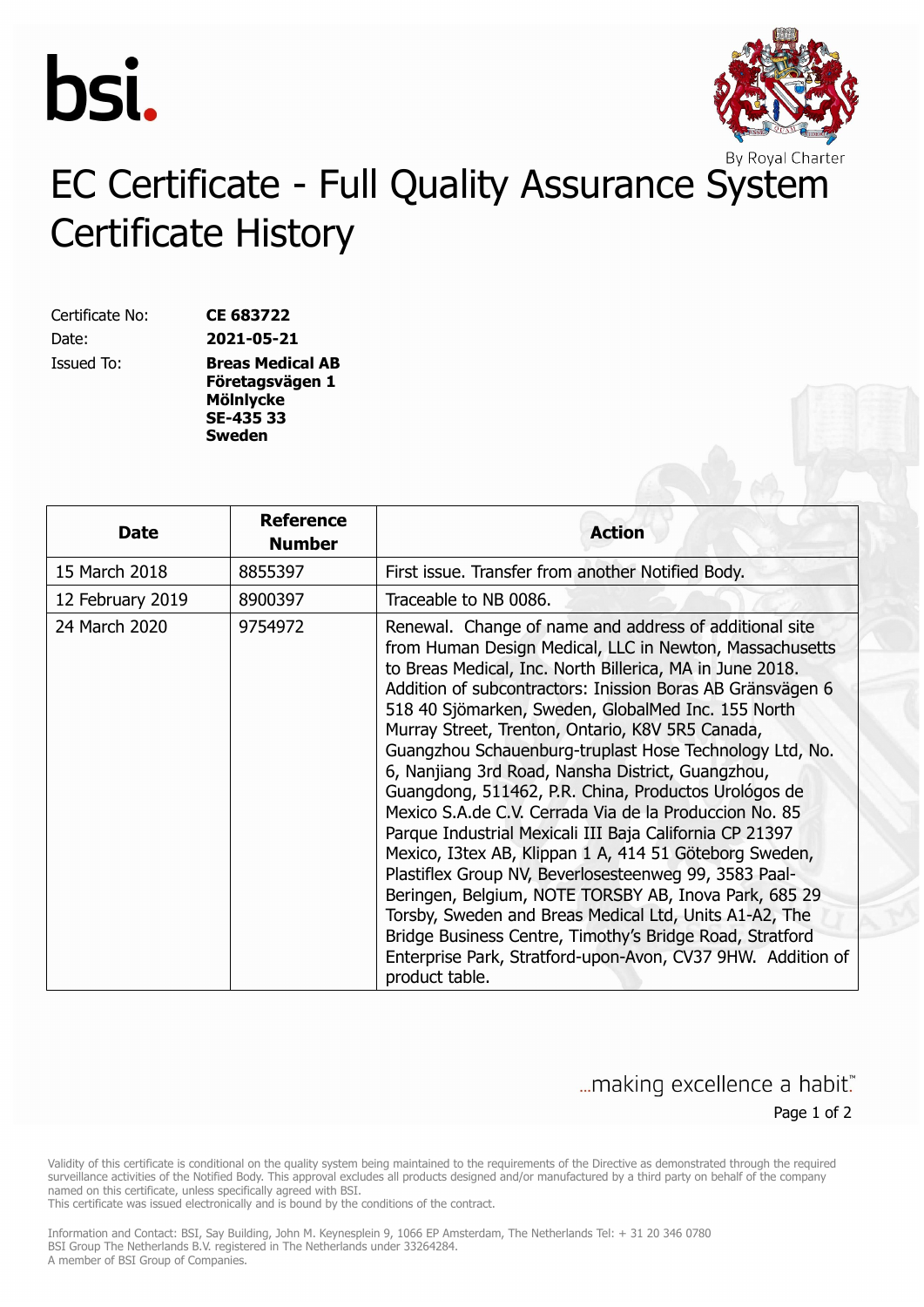# EC Certificate - Full Quality Assurance System Certificate History

Certificate No: **CE 683722**
Date: **2021-05-21**
Issued To: **Breas Medical AB**
**Företagsvägen 1**
**Mölnlycke**
**SE-435 33**
**Sweden**

| Date | Reference Number | Action |
|---|---|---|
| 15 March 2018 | 8855397 | First issue. Transfer from another Notified Body. |
| 12 February 2019 | 8900397 | Traceable to NB 0086. |
| 24 March 2020 | 9754972 | Renewal. Change of name and address of additional site from Human Design Medical, LLC in Newton, Massachusetts to Breas Medical, Inc. North Billerica, MA in June 2018. Addition of subcontractors: Inission Boras AB Gränsvägen 6 518 40 Sjömarken, Sweden, GlobalMed Inc. 155 North Murray Street, Trenton, Ontario, K8V 5R5 Canada, Guangzhou Schauenburg-truplast Hose Technology Ltd, No. 6, Nanjiang 3rd Road, Nansha District, Guangzhou, Guangdong, 511462, P.R. China, Productos Urológos de Mexico S.A.de C.V. Cerrada Via de la Produccion No. 85 Parque Industrial Mexicali III Baja California CP 21397 Mexico, I3tex AB, Klippan 1 A, 414 51 Göteborg Sweden, Plastiflex Group NV, Beverlosesteenweg 99, 3583 Paal-Beringen, Belgium, NOTE TORSBY AB, Inova Park, 685 29 Torsby, Sweden and Breas Medical Ltd, Units A1-A2, The Bridge Business Centre, Timothy's Bridge Road, Stratford Enterprise Park, Stratford-upon-Avon, CV37 9HW. Addition of product table. |

...making excellence a habit.™

Validity of this certificate is conditional on the quality system being maintained to the requirements of the Directive as demonstrated through the required surveillance activities of the Notified Body. This approval excludes all products designed and/or manufactured by a third party on behalf of the company named on this certificate, unless specifically agreed with BSI.
This certificate was issued electronically and is bound by the conditions of the contract.

Information and Contact: BSI, Say Building, John M. Keynesplein 9, 1066 EP Amsterdam, The Netherlands Tel: + 31 20 346 0780
BSI Group The Netherlands B.V. registered in The Netherlands under 33264284.
A member of BSI Group of Companies.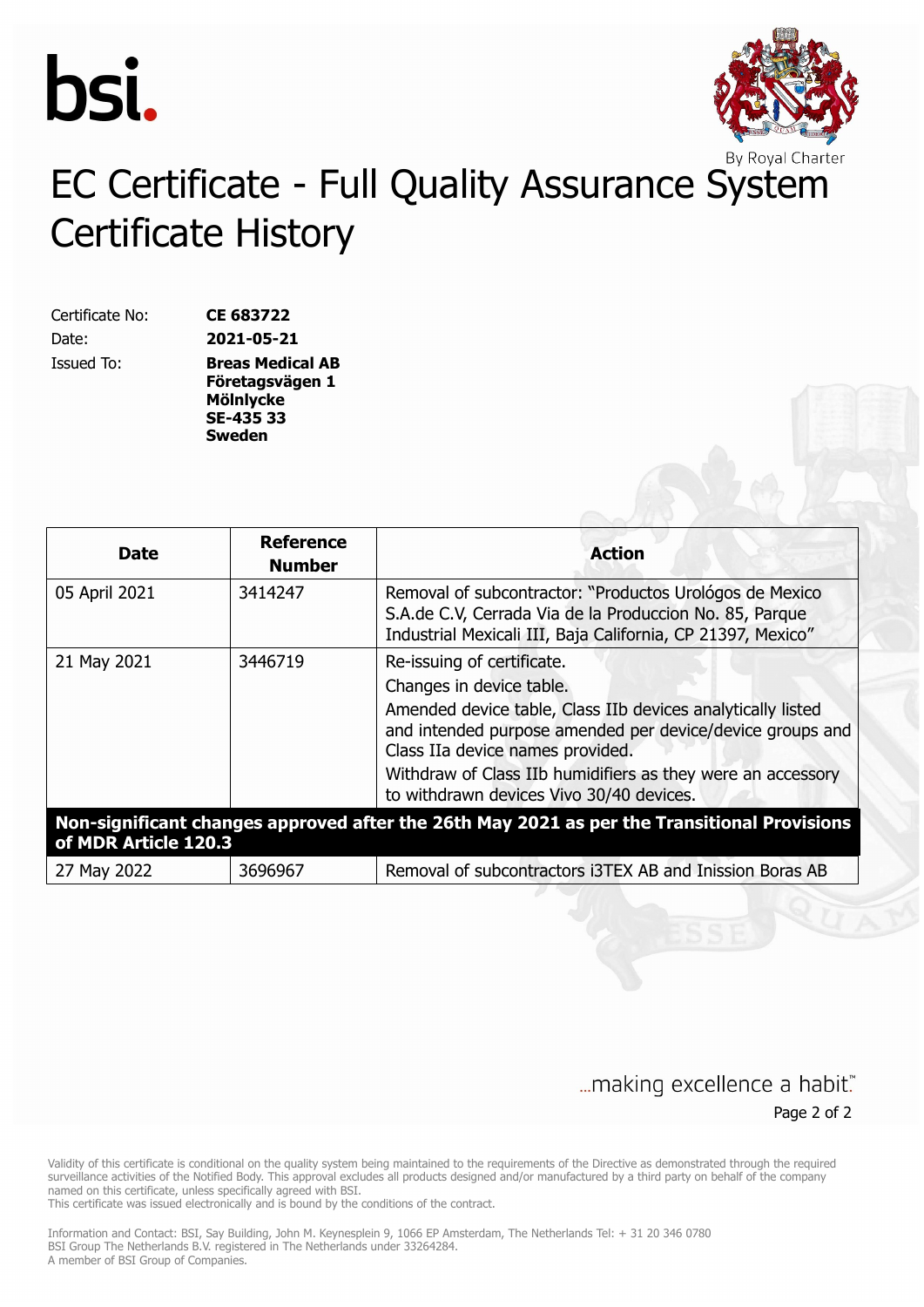# EC Certificate - Full Quality Assurance System Certificate History

Certificate No: **CE 683722**

Date: **2021-05-21**

Issued To: **Breas Medical AB**
**Företagsvägen 1**
**Mölnlycke**
**SE-435 33**
**Sweden**

| Date | Reference Number | Action |
|---|---|---|
| 05 April 2021 | 3414247 | Removal of subcontractor: "Productos Urológos de Mexico S.A.de C.V, Cerrada Via de la Produccion No. 85, Parque Industrial Mexicali III, Baja California, CP 21397, Mexico" |
| 21 May 2021 | 3446719 | Re-issuing of certificate. Changes in device table. Amended device table, Class IIb devices analytically listed and intended purpose amended per device/device groups and Class IIa device names provided. Withdraw of Class IIb humidifiers as they were an accessory to withdrawn devices Vivo 30/40 devices. |
| **Non-significant changes approved after the 26th May 2021 as per the Transitional Provisions of MDR Article 120.3** | | |
| 27 May 2022 | 3696967 | Removal of subcontractors i3TEX AB and Inission Boras AB |

...making excellence a habit.™

Validity of this certificate is conditional on the quality system being maintained to the requirements of the Directive as demonstrated through the required surveillance activities of the Notified Body. This approval excludes all products designed and/or manufactured by a third party on behalf of the company named on this certificate, unless specifically agreed with BSI.
This certificate was issued electronically and is bound by the conditions of the contract.

Information and Contact: BSI, Say Building, John M. Keynesplein 9, 1066 EP Amsterdam, The Netherlands Tel: + 31 20 346 0780
BSI Group The Netherlands B.V. registered in The Netherlands under 33264284.
A member of BSI Group of Companies.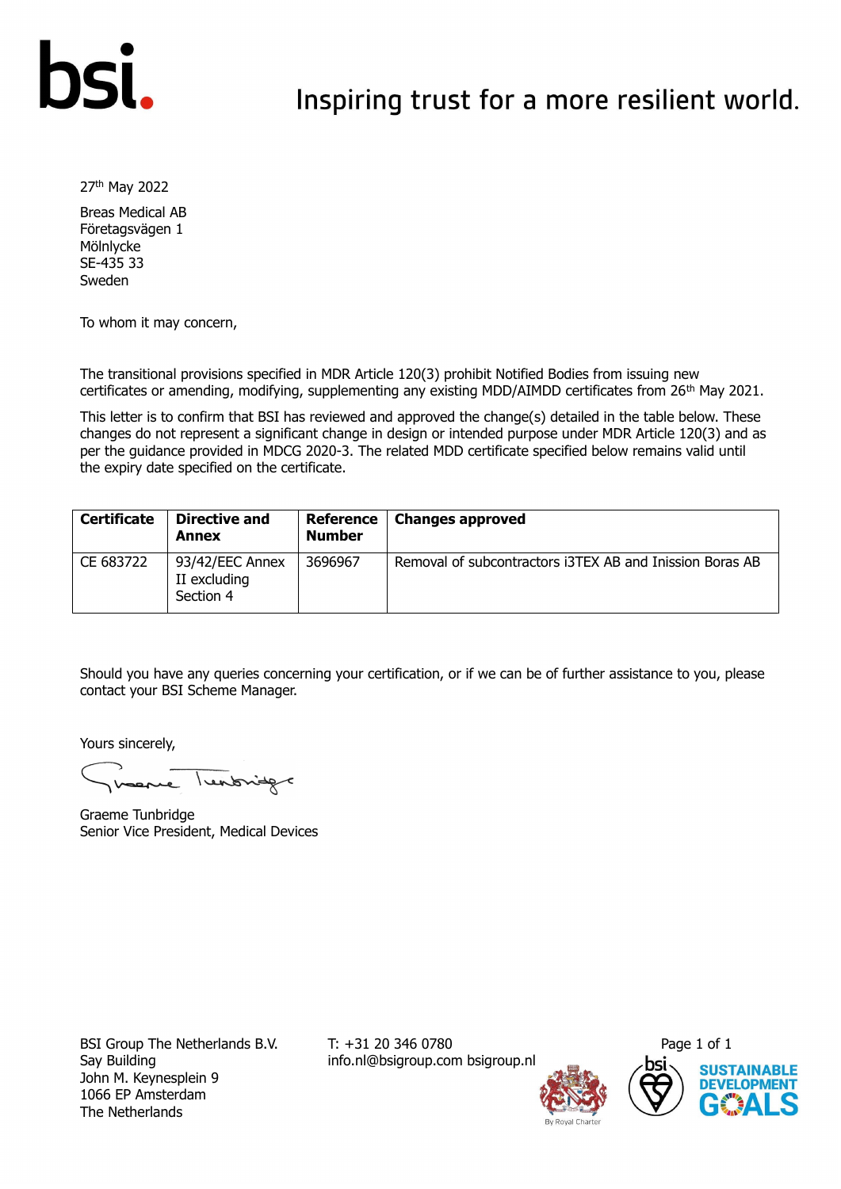bsi.

Inspiring trust for a more resilient world.

27th May 2022

Breas Medical AB
Företagsvägen 1
Mölnlycke
SE-435 33
Sweden

To whom it may concern,

The transitional provisions specified in MDR Article 120(3) prohibit Notified Bodies from issuing new certificates or amending, modifying, supplementing any existing MDD/AIMDD certificates from 26th May 2021.

This letter is to confirm that BSI has reviewed and approved the change(s) detailed in the table below. These changes do not represent a significant change in design or intended purpose under MDR Article 120(3) and as per the guidance provided in MDCG 2020-3. The related MDD certificate specified below remains valid until the expiry date specified on the certificate.

| **Certificate** | **Directive and Annex** | **Reference Number** | **Changes approved** |
|---|---|---|---|
| CE 683722 | 93/42/EEC Annex II excluding Section 4 | 3696967 | Removal of subcontractors i3TEX AB and Inission Boras AB |

Should you have any queries concerning your certification, or if we can be of further assistance to you, please contact your BSI Scheme Manager.

Yours sincerely,

Graeme Tunbridge
Senior Vice President, Medical Devices

BSI Group The Netherlands B.V.
Say Building
John M. Keynesplein 9
1066 EP Amsterdam
The Netherlands

T: +31 20 346 0780
info.nl@bsigroup.com bsigroup.nl